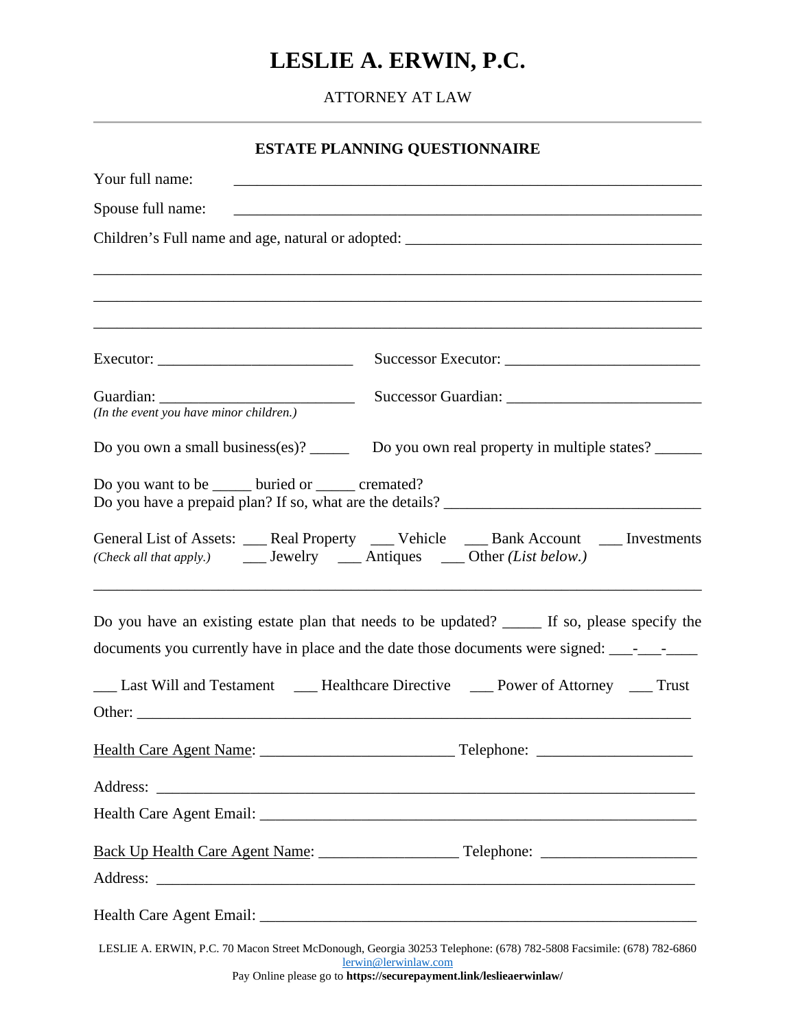# LESLIE A. ERWIN, P.C.

ATTORNEY AT LAW

---

## ESTATE PLANNING QUESTIONNAIRE

Your full name: ____________________________________________________________

Spouse full name: ____________________________________________________________

Children's Full name and age, natural or adopted: ________________________________________

____________________________________________________________________________

____________________________________________________________________________

____________________________________________________________________________

Executor: _________________________ Successor Executor: _________________________

Guardian: _________________________ Successor Guardian: _________________________
*(In the event you have minor children.)*

Do you own a small business(es)? _____ Do you own real property in multiple states? ______

Do you want to be _____ buried or _____ cremated?
Do you have a prepaid plan? If so, what are the details? _________________________________

General List of Assets: ___ Real Property ___ Vehicle ___ Bank Account ___ Investments
*(Check all that apply.)* ___ Jewelry ___ Antiques ___ Other *(List below.)*

____________________________________________________________________________

Do you have an existing estate plan that needs to be updated? _____ If so, please specify the documents you currently have in place and the date those documents were signed: ___-___-____

___ Last Will and Testament ___ Healthcare Directive ___ Power of Attorney ___ Trust

Other: ______________________________________________________________________

<u>Health Care Agent Name</u>: _________________________ Telephone: ____________________

Address: _____________________________________________________________________

Health Care Agent Email: _______________________________________________________

<u>Back Up Health Care Agent Name</u>: __________________ Telephone: ____________________

Address: _____________________________________________________________________

Health Care Agent Email: _______________________________________________________

LESLIE A. ERWIN, P.C. 70 Macon Street McDonough, Georgia 30253 Telephone: (678) 782-5808 Facsimile: (678) 782-6860
lerwin@lerwinlaw.com
Pay Online please go to **https://securepayment.link/leslieaerwinlaw/**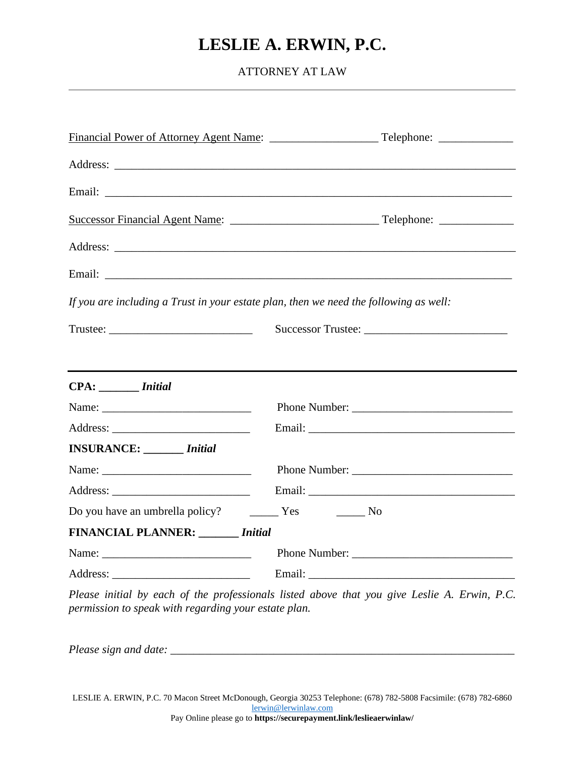# LESLIE A. ERWIN, P.C.

ATTORNEY AT LAW

---

Financial Power of Attorney Agent Name: ____________________ Telephone: _____________

Address: ______________________________________________________________________

Email: ________________________________________________________________________

Successor Financial Agent Name: ___________________________ Telephone: _____________

Address: ______________________________________________________________________

Email: ________________________________________________________________________

*If you are including a Trust in your estate plan, then we need the following as well:*

Trustee: _________________________ Successor Trustee: _________________________

---

**CPA: _______ *Initial***

Name: ___________________________ Phone Number: ____________________________

Address: _________________________ Email: _____________________________________

**INSURANCE: _______ *Initial***

Name: ___________________________ Phone Number: ____________________________

Address: _________________________ Email: _____________________________________

Do you have an umbrella policy? _____ Yes _____ No

**FINANCIAL PLANNER: _______ *Initial***

Name: ___________________________ Phone Number: ____________________________

Address: _________________________ Email: _____________________________________

*Please initial by each of the professionals listed above that you give Leslie A. Erwin, P.C. permission to speak with regarding your estate plan.*

*Please sign and date:* ______________________________________________________________

LESLIE A. ERWIN, P.C. 70 Macon Street McDonough, Georgia 30253 Telephone: (678) 782-5808 Facsimile: (678) 782-6860
lerwin@lerwinlaw.com
Pay Online please go to **https://securepayment.link/leslieaerwinlaw/**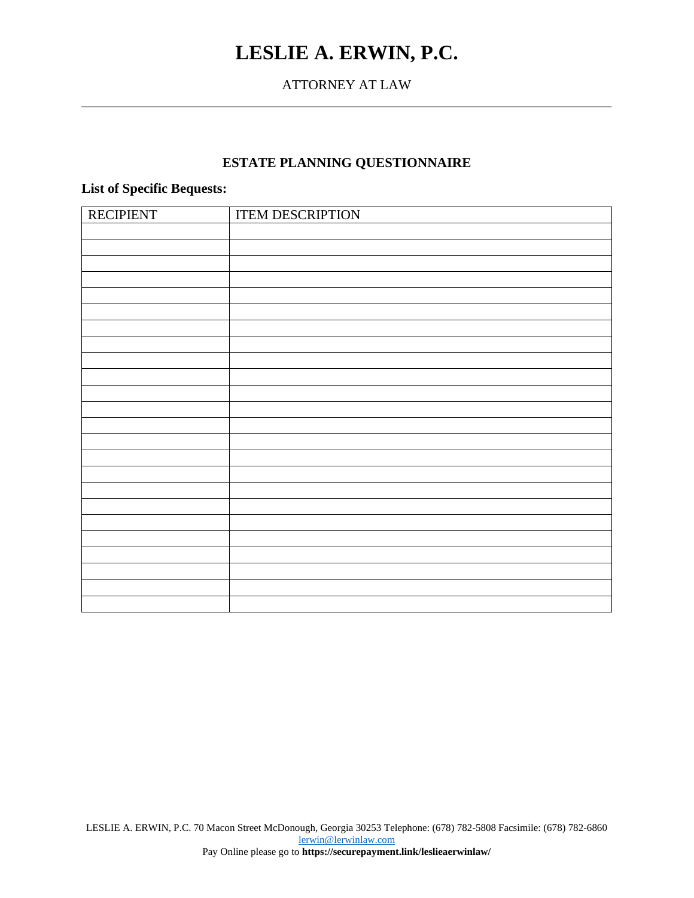## ESTATE PLANNING QUESTIONNAIRE

**List of Specific Bequests:**

| RECIPIENT | ITEM DESCRIPTION |
|---|---|
| | |
| | |
| | |
| | |
| | |
| | |
| | |
| | |
| | |
| | |
| | |
| | |
| | |
| | |
| | |
| | |
| | |
| | |
| | |
| | |
| | |
| | |
| | |
| | |